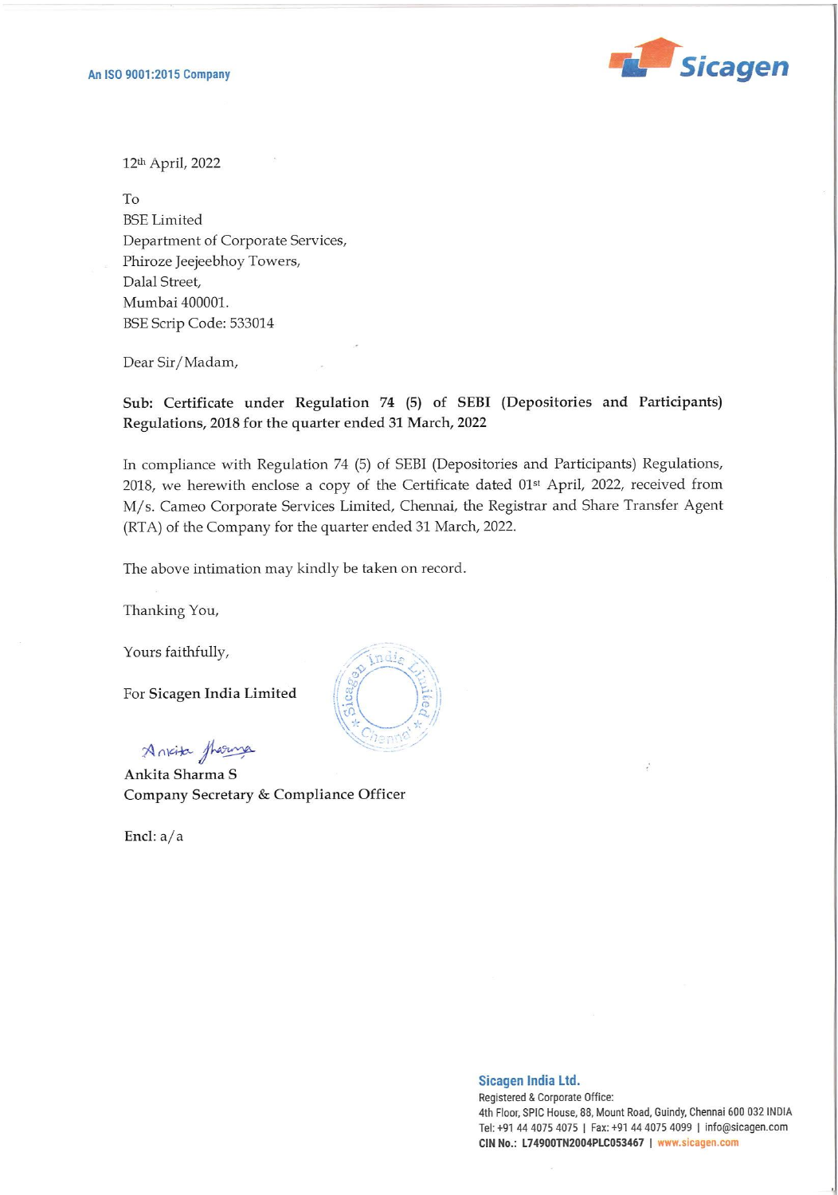An ISO 9001:2015 Company

Sicagen

12th April, 2022

To
BSE Limited
Department of Corporate Services,
Phiroze Jeejeebhoy Towers,
Dalal Street,
Mumbai 400001.
BSE Scrip Code: 533014

Dear Sir/Madam,

**Sub: Certificate under Regulation 74 (5) of SEBI (Depositories and Participants) Regulations, 2018 for the quarter ended 31 March, 2022**

In compliance with Regulation 74 (5) of SEBI (Depositories and Participants) Regulations, 2018, we herewith enclose a copy of the Certificate dated 01st April, 2022, received from M/s. Cameo Corporate Services Limited, Chennai, the Registrar and Share Transfer Agent (RTA) of the Company for the quarter ended 31 March, 2022.

The above intimation may kindly be taken on record.

Thanking You,

Yours faithfully,

For **Sicagen India Limited**

Ankita Sharma S
Company Secretary & Compliance Officer

Encl: a/a

**Sicagen India Ltd.**
Registered & Corporate Office:
4th Floor, SPIC House, 88, Mount Road, Guindy, Chennai 600 032 INDIA
Tel: +91 44 4075 4075 | Fax: +91 44 4075 4099 | info@sicagen.com
**CIN No.: L74900TN2004PLC053467** | www.sicagen.com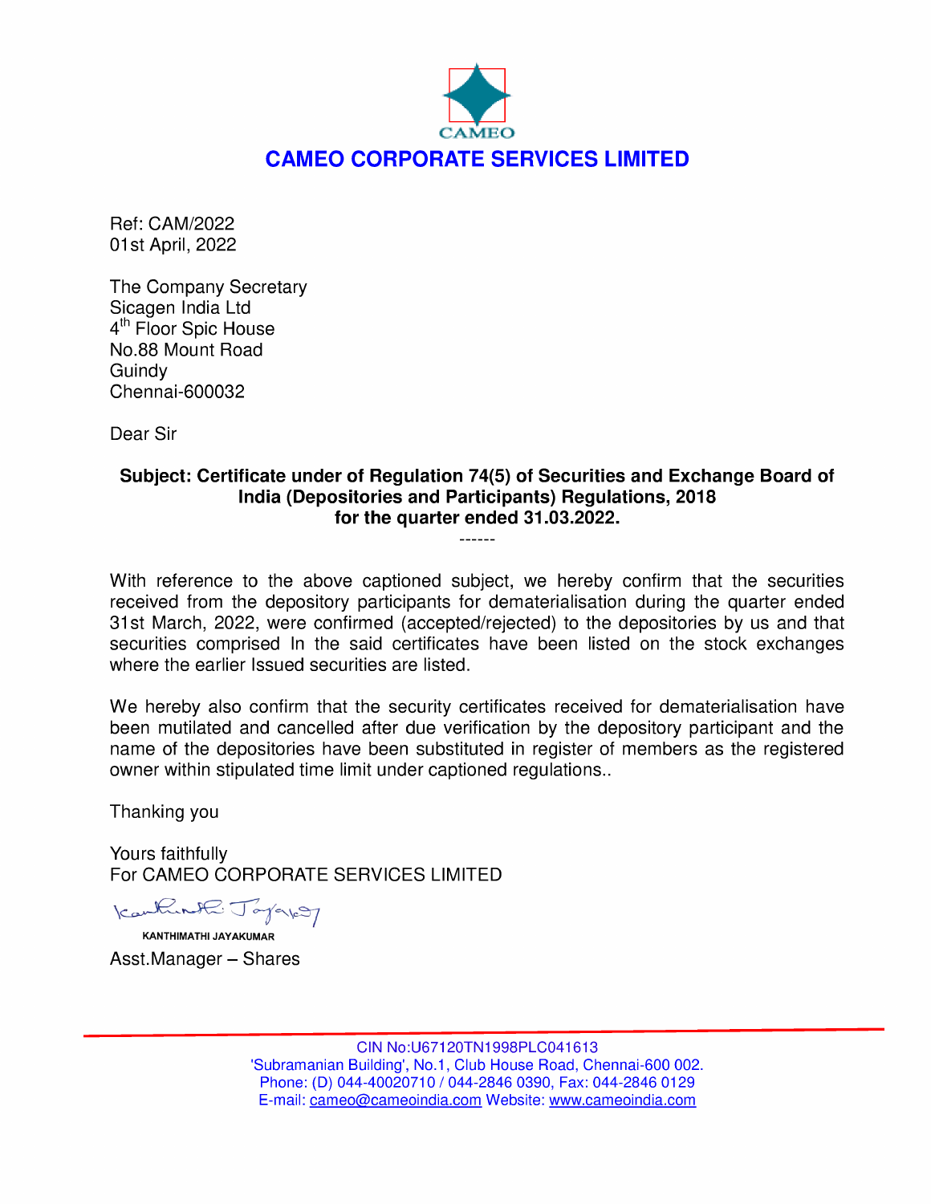CAMEO

# CAMEO CORPORATE SERVICES LIMITED

Ref: CAM/2022
01st April, 2022

The Company Secretary
Sicagen India Ltd
4th Floor Spic House
No.88 Mount Road
Guindy
Chennai-600032

Dear Sir

**Subject: Certificate under of Regulation 74(5) of Securities and Exchange Board of India (Depositories and Participants) Regulations, 2018 for the quarter ended 31.03.2022.**

------

With reference to the above captioned subject, we hereby confirm that the securities received from the depository participants for dematerialisation during the quarter ended 31st March, 2022, were confirmed (accepted/rejected) to the depositories by us and that securities comprised In the said certificates have been listed on the stock exchanges where the earlier Issued securities are listed.

We hereby also confirm that the security certificates received for dematerialisation have been mutilated and cancelled after due verification by the depository participant and the name of the depositories have been substituted in register of members as the registered owner within stipulated time limit under captioned regulations..

Thanking you

Yours faithfully
For CAMEO CORPORATE SERVICES LIMITED

KANTHIMATHI JAYAKUMAR
Asst.Manager – Shares

CIN No:U67120TN1998PLC041613
'Subramanian Building', No.1, Club House Road, Chennai-600 002.
Phone: (D) 044-40020710 / 044-2846 0390, Fax: 044-2846 0129
E-mail: cameo@cameoindia.com Website: www.cameoindia.com